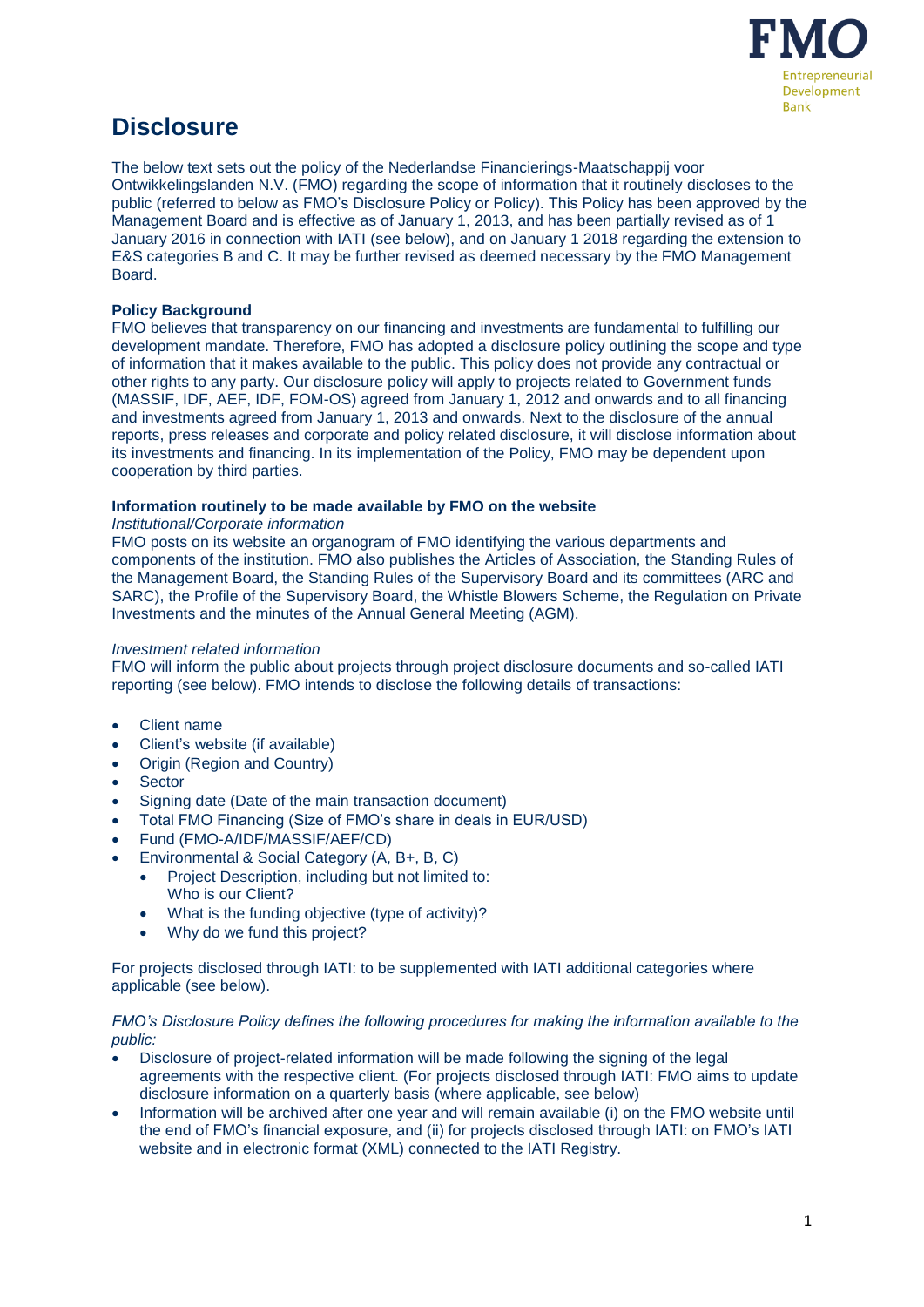# Disclosure

The below text sets out the policy of the Nederlandse Financierings-Maatschappij voor Ontwikkelingslanden N.V. (FMO) regarding the scope of information that it routinely discloses to the public (referred to below as FMO's Disclosure Policy or Policy). This Policy has been approved by the Management Board and is effective as of January 1, 2013, and has been partially revised as of 1 January 2016 in connection with IATI (see below), and on January 1 2018 regarding the extension to E&S categories B and C. It may be further revised as deemed necessary by the FMO Management Board.

**Policy Background**

FMO believes that transparency on our financing and investments are fundamental to fulfilling our development mandate. Therefore, FMO has adopted a disclosure policy outlining the scope and type of information that it makes available to the public. This policy does not provide any contractual or other rights to any party. Our disclosure policy will apply to projects related to Government funds (MASSIF, IDF, AEF, IDF, FOM-OS) agreed from January 1, 2012 and onwards and to all financing and investments agreed from January 1, 2013 and onwards. Next to the disclosure of the annual reports, press releases and corporate and policy related disclosure, it will disclose information about its investments and financing. In its implementation of the Policy, FMO may be dependent upon cooperation by third parties.

**Information routinely to be made available by FMO on the website**

*Institutional/Corporate information*

FMO posts on its website an organogram of FMO identifying the various departments and components of the institution. FMO also publishes the Articles of Association, the Standing Rules of the Management Board, the Standing Rules of the Supervisory Board and its committees (ARC and SARC), the Profile of the Supervisory Board, the Whistle Blowers Scheme, the Regulation on Private Investments and the minutes of the Annual General Meeting (AGM).

*Investment related information*

FMO will inform the public about projects through project disclosure documents and so-called IATI reporting (see below). FMO intends to disclose the following details of transactions:

- Client name
- Client's website (if available)
- Origin (Region and Country)
- Sector
- Signing date (Date of the main transaction document)
- Total FMO Financing (Size of FMO's share in deals in EUR/USD)
- Fund (FMO-A/IDF/MASSIF/AEF/CD)
- Environmental & Social Category (A, B+, B, C)
    - Project Description, including but not limited to: Who is our Client?
    - What is the funding objective (type of activity)?
    - Why do we fund this project?

For projects disclosed through IATI: to be supplemented with IATI additional categories where applicable (see below).

*FMO's Disclosure Policy defines the following procedures for making the information available to the public:*

- Disclosure of project-related information will be made following the signing of the legal agreements with the respective client. (For projects disclosed through IATI: FMO aims to update disclosure information on a quarterly basis (where applicable, see below)
- Information will be archived after one year and will remain available (i) on the FMO website until the end of FMO's financial exposure, and (ii) for projects disclosed through IATI: on FMO's IATI website and in electronic format (XML) connected to the IATI Registry.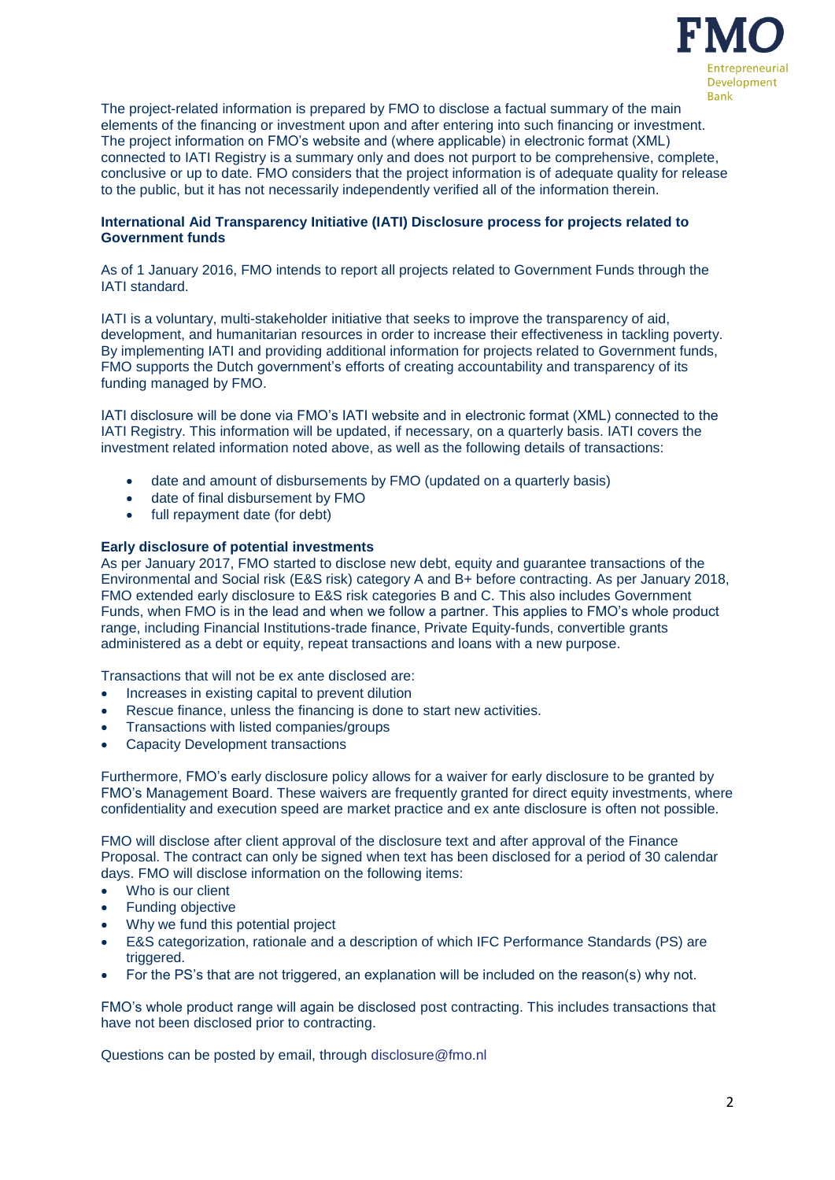The project-related information is prepared by FMO to disclose a factual summary of the main elements of the financing or investment upon and after entering into such financing or investment. The project information on FMO's website and (where applicable) in electronic format (XML) connected to IATI Registry is a summary only and does not purport to be comprehensive, complete, conclusive or up to date. FMO considers that the project information is of adequate quality for release to the public, but it has not necessarily independently verified all of the information therein.

**International Aid Transparency Initiative (IATI) Disclosure process for projects related to Government funds**

As of 1 January 2016, FMO intends to report all projects related to Government Funds through the IATI standard.

IATI is a voluntary, multi-stakeholder initiative that seeks to improve the transparency of aid, development, and humanitarian resources in order to increase their effectiveness in tackling poverty. By implementing IATI and providing additional information for projects related to Government funds, FMO supports the Dutch government's efforts of creating accountability and transparency of its funding managed by FMO.

IATI disclosure will be done via FMO's IATI website and in electronic format (XML) connected to the IATI Registry. This information will be updated, if necessary, on a quarterly basis. IATI covers the investment related information noted above, as well as the following details of transactions:

- date and amount of disbursements by FMO (updated on a quarterly basis)
- date of final disbursement by FMO
- full repayment date (for debt)

**Early disclosure of potential investments**

As per January 2017, FMO started to disclose new debt, equity and guarantee transactions of the Environmental and Social risk (E&S risk) category A and B+ before contracting. As per January 2018, FMO extended early disclosure to E&S risk categories B and C. This also includes Government Funds, when FMO is in the lead and when we follow a partner. This applies to FMO's whole product range, including Financial Institutions-trade finance, Private Equity-funds, convertible grants administered as a debt or equity, repeat transactions and loans with a new purpose.

Transactions that will not be ex ante disclosed are:

- Increases in existing capital to prevent dilution
- Rescue finance, unless the financing is done to start new activities.
- Transactions with listed companies/groups
- Capacity Development transactions

Furthermore, FMO's early disclosure policy allows for a waiver for early disclosure to be granted by FMO's Management Board. These waivers are frequently granted for direct equity investments, where confidentiality and execution speed are market practice and ex ante disclosure is often not possible.

FMO will disclose after client approval of the disclosure text and after approval of the Finance Proposal. The contract can only be signed when text has been disclosed for a period of 30 calendar days. FMO will disclose information on the following items:

- Who is our client
- Funding objective
- Why we fund this potential project
- E&S categorization, rationale and a description of which IFC Performance Standards (PS) are triggered.
- For the PS's that are not triggered, an explanation will be included on the reason(s) why not.

FMO's whole product range will again be disclosed post contracting. This includes transactions that have not been disclosed prior to contracting.

Questions can be posted by email, through disclosure@fmo.nl